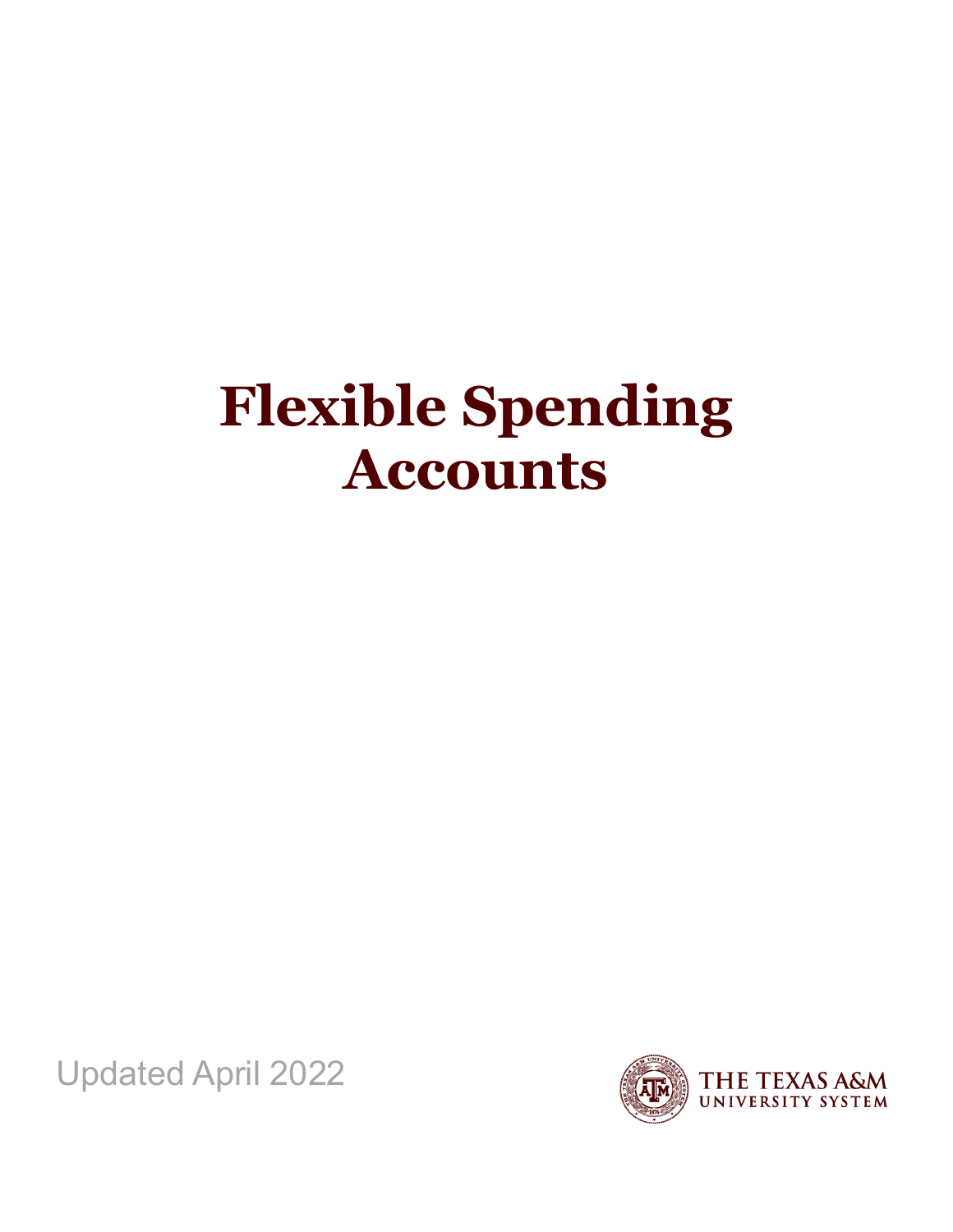# Flexible Spending Accounts

Updated April 2022

THE TEXAS A&M UNIVERSITY SYSTEM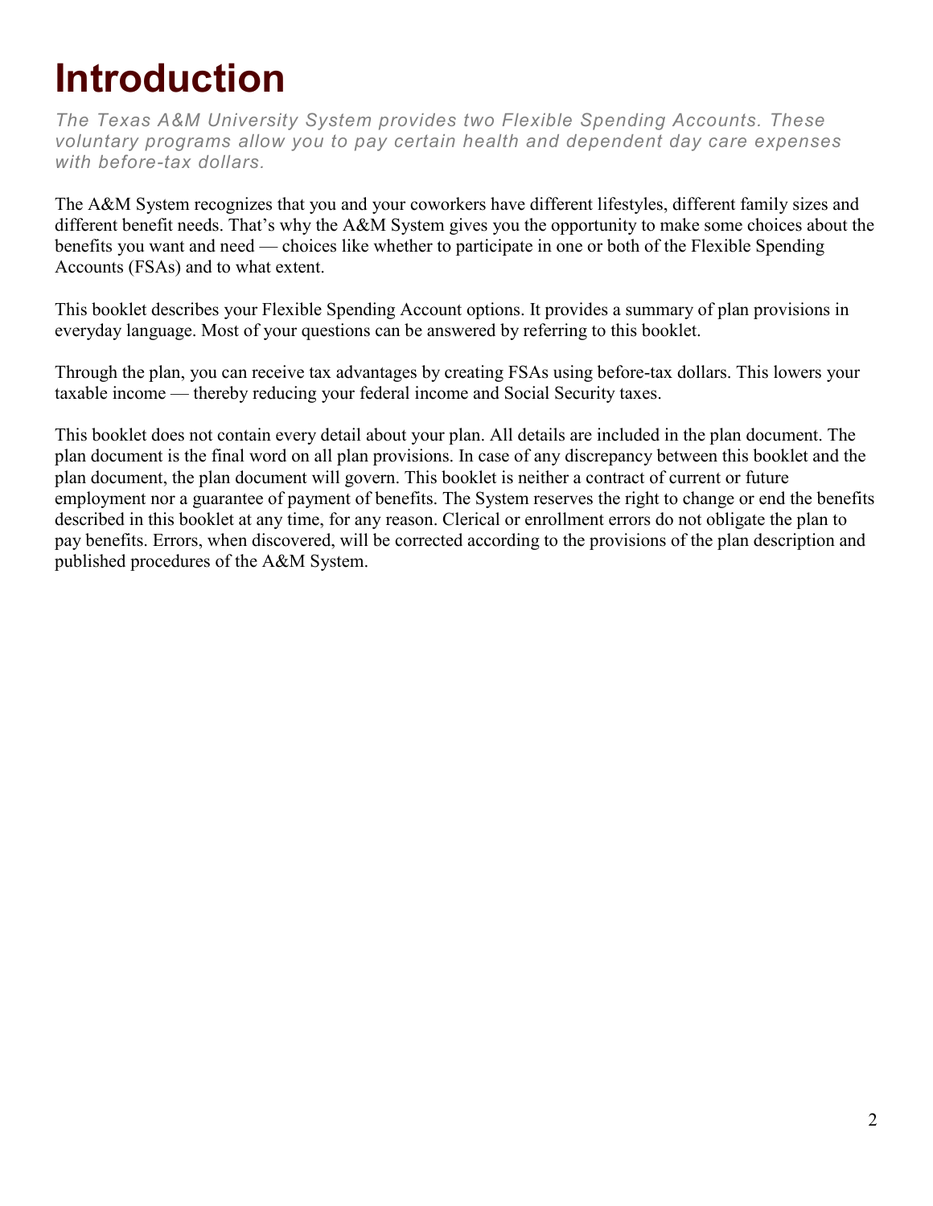# Introduction

*The Texas A&M University System provides two Flexible Spending Accounts. These voluntary programs allow you to pay certain health and dependent day care expenses with before-tax dollars.*

The A&M System recognizes that you and your coworkers have different lifestyles, different family sizes and different benefit needs. That's why the A&M System gives you the opportunity to make some choices about the benefits you want and need — choices like whether to participate in one or both of the Flexible Spending Accounts (FSAs) and to what extent.

This booklet describes your Flexible Spending Account options. It provides a summary of plan provisions in everyday language. Most of your questions can be answered by referring to this booklet.

Through the plan, you can receive tax advantages by creating FSAs using before-tax dollars. This lowers your taxable income — thereby reducing your federal income and Social Security taxes.

This booklet does not contain every detail about your plan. All details are included in the plan document. The plan document is the final word on all plan provisions. In case of any discrepancy between this booklet and the plan document, the plan document will govern. This booklet is neither a contract of current or future employment nor a guarantee of payment of benefits. The System reserves the right to change or end the benefits described in this booklet at any time, for any reason. Clerical or enrollment errors do not obligate the plan to pay benefits. Errors, when discovered, will be corrected according to the provisions of the plan description and published procedures of the A&M System.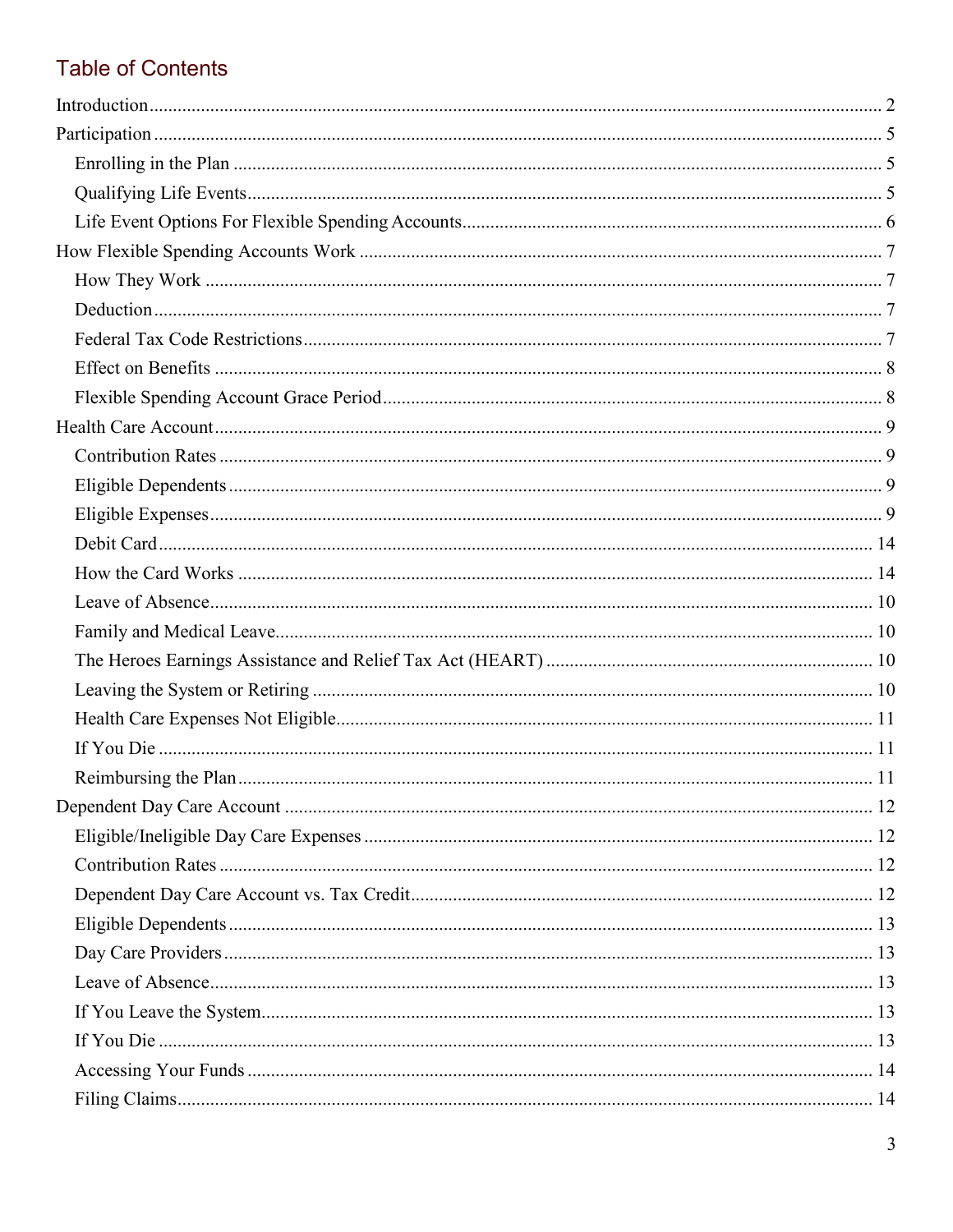## Table of Contents

Introduction .......... 2

Participation .......... 5

- Enrolling in the Plan .......... 5
- Qualifying Life Events .......... 5
- Life Event Options For Flexible Spending Accounts .......... 6

How Flexible Spending Accounts Work .......... 7

- How They Work .......... 7
- Deduction .......... 7
- Federal Tax Code Restrictions .......... 7
- Effect on Benefits .......... 8
- Flexible Spending Account Grace Period .......... 8

Health Care Account .......... 9

- Contribution Rates .......... 9
- Eligible Dependents .......... 9
- Eligible Expenses .......... 9
- Debit Card .......... 14
- How the Card Works .......... 14
- Leave of Absence .......... 10
- Family and Medical Leave .......... 10
- The Heroes Earnings Assistance and Relief Tax Act (HEART) .......... 10
- Leaving the System or Retiring .......... 10
- Health Care Expenses Not Eligible .......... 11
- If You Die .......... 11
- Reimbursing the Plan .......... 11

Dependent Day Care Account .......... 12

- Eligible/Ineligible Day Care Expenses .......... 12
- Contribution Rates .......... 12
- Dependent Day Care Account vs. Tax Credit .......... 12
- Eligible Dependents .......... 13
- Day Care Providers .......... 13
- Leave of Absence .......... 13
- If You Leave the System .......... 13
- If You Die .......... 13
- Accessing Your Funds .......... 14
- Filing Claims .......... 14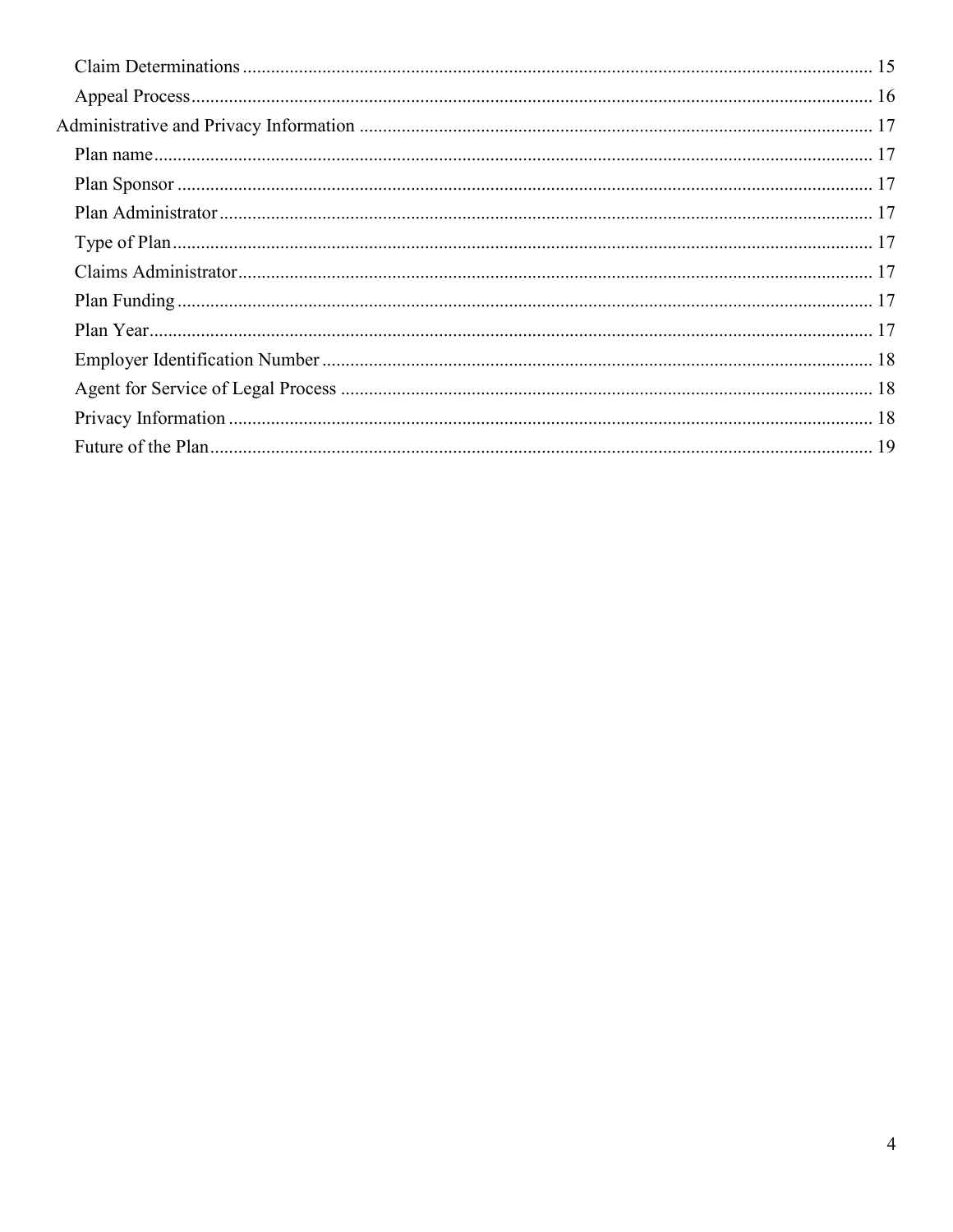- Claim Determinations ..... 15
- Appeal Process ..... 16

Administrative and Privacy Information ..... 17

- Plan name ..... 17
- Plan Sponsor ..... 17
- Plan Administrator ..... 17
- Type of Plan ..... 17
- Claims Administrator ..... 17
- Plan Funding ..... 17
- Plan Year ..... 17
- Employer Identification Number ..... 18
- Agent for Service of Legal Process ..... 18
- Privacy Information ..... 18
- Future of the Plan ..... 19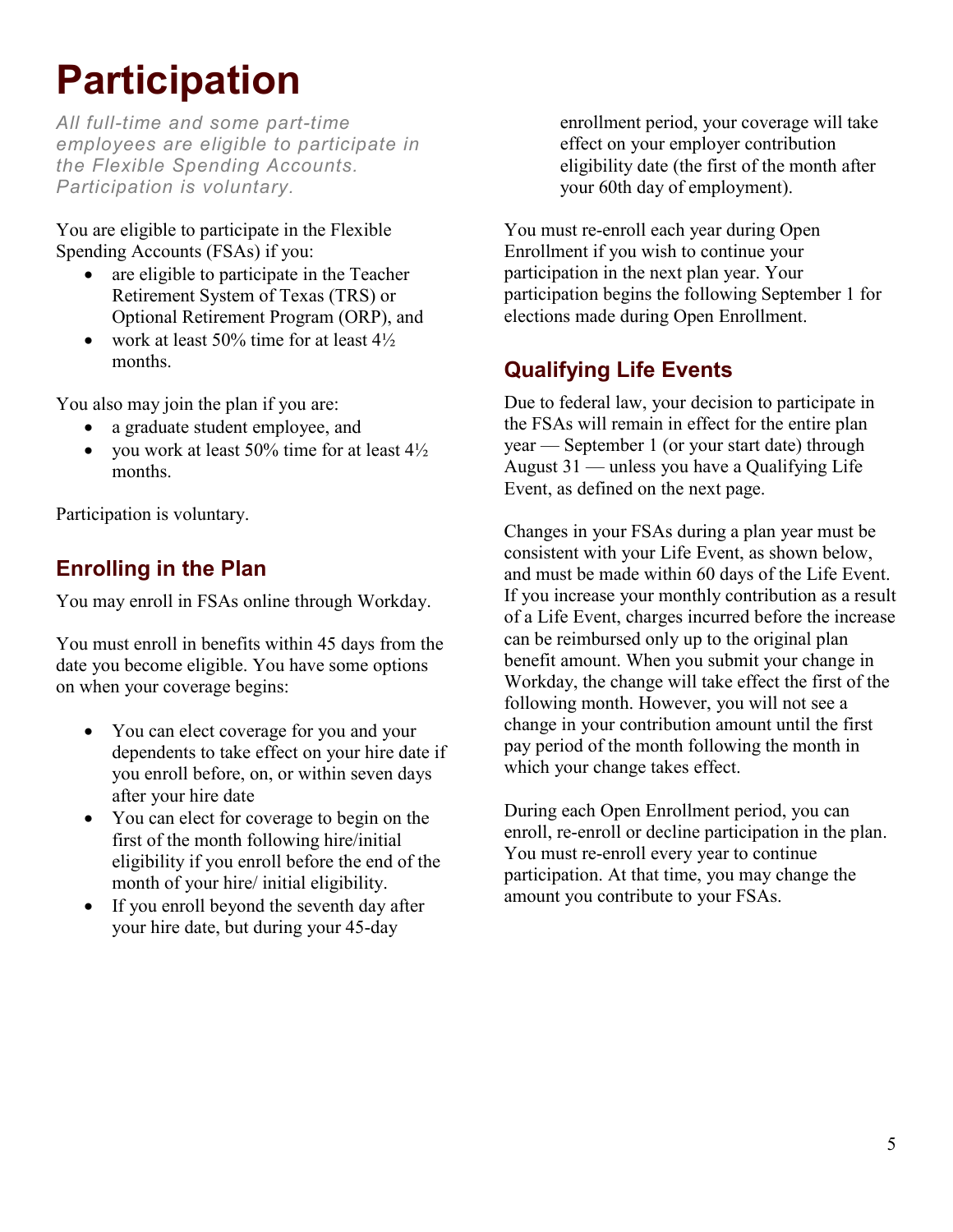# Participation

*All full-time and some part-time employees are eligible to participate in the Flexible Spending Accounts. Participation is voluntary.*

You are eligible to participate in the Flexible Spending Accounts (FSAs) if you:

- are eligible to participate in the Teacher Retirement System of Texas (TRS) or Optional Retirement Program (ORP), and
- work at least 50% time for at least 4½ months.

You also may join the plan if you are:

- a graduate student employee, and
- you work at least 50% time for at least 4½ months.

Participation is voluntary.

## Enrolling in the Plan

You may enroll in FSAs online through Workday.

You must enroll in benefits within 45 days from the date you become eligible. You have some options on when your coverage begins:

- You can elect coverage for you and your dependents to take effect on your hire date if you enroll before, on, or within seven days after your hire date
- You can elect for coverage to begin on the first of the month following hire/initial eligibility if you enroll before the end of the month of your hire/ initial eligibility.
- If you enroll beyond the seventh day after your hire date, but during your 45-day enrollment period, your coverage will take effect on your employer contribution eligibility date (the first of the month after your 60th day of employment).

You must re-enroll each year during Open Enrollment if you wish to continue your participation in the next plan year. Your participation begins the following September 1 for elections made during Open Enrollment.

## Qualifying Life Events

Due to federal law, your decision to participate in the FSAs will remain in effect for the entire plan year — September 1 (or your start date) through August 31 — unless you have a Qualifying Life Event, as defined on the next page.

Changes in your FSAs during a plan year must be consistent with your Life Event, as shown below, and must be made within 60 days of the Life Event. If you increase your monthly contribution as a result of a Life Event, charges incurred before the increase can be reimbursed only up to the original plan benefit amount. When you submit your change in Workday, the change will take effect the first of the following month. However, you will not see a change in your contribution amount until the first pay period of the month following the month in which your change takes effect.

During each Open Enrollment period, you can enroll, re-enroll or decline participation in the plan. You must re-enroll every year to continue participation. At that time, you may change the amount you contribute to your FSAs.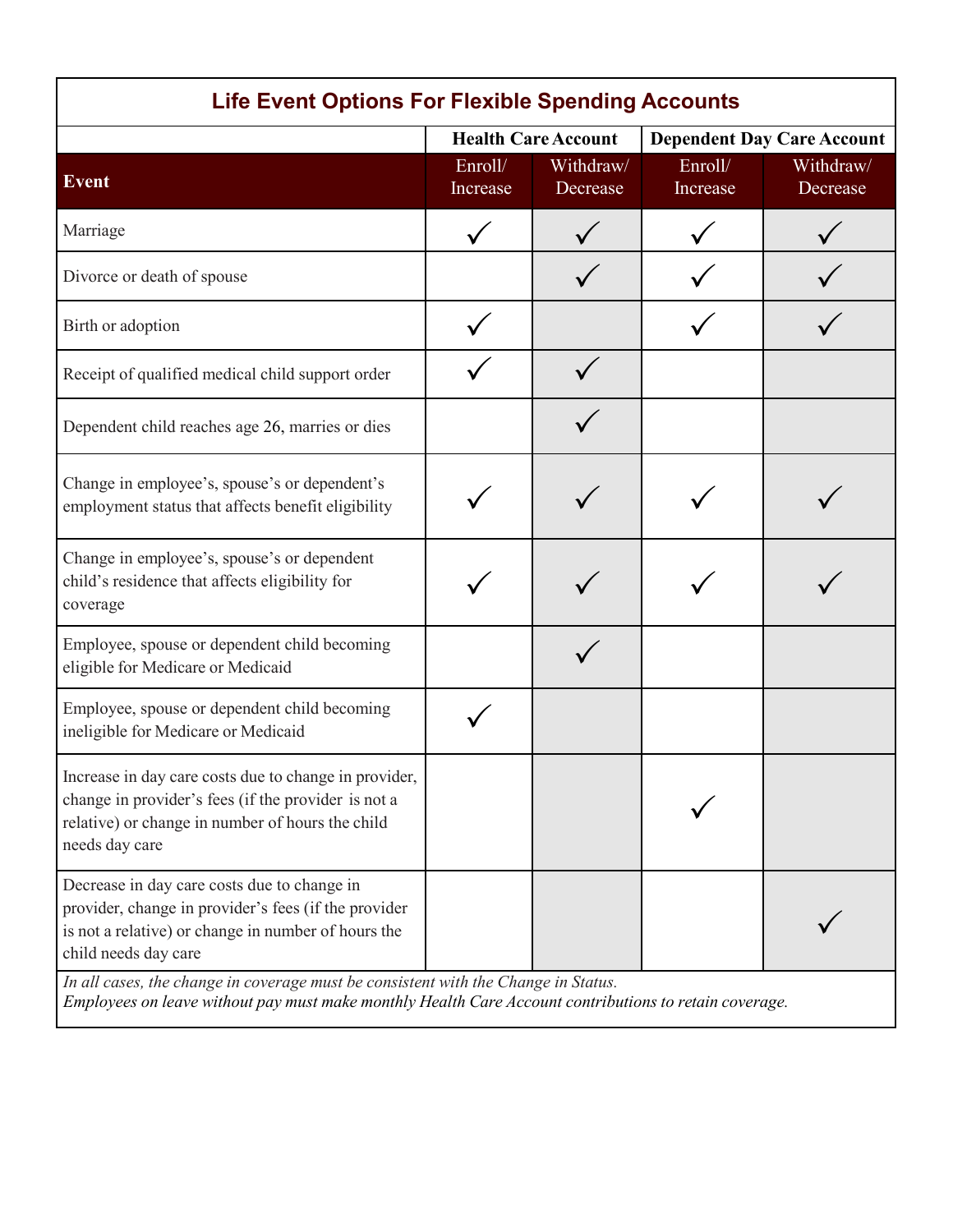## Life Event Options For Flexible Spending Accounts

| | Health Care Account | | Dependent Day Care Account | |
|---|---|---|---|---|
| **Event** | Enroll/ Increase | Withdraw/ Decrease | Enroll/ Increase | Withdraw/ Decrease |
| Marriage | ✓ | ✓ | ✓ | ✓ |
| Divorce or death of spouse | | ✓ | ✓ | ✓ |
| Birth or adoption | ✓ | | ✓ | ✓ |
| Receipt of qualified medical child support order | ✓ | ✓ | | |
| Dependent child reaches age 26, marries or dies | | ✓ | | |
| Change in employee's, spouse's or dependent's employment status that affects benefit eligibility | ✓ | ✓ | ✓ | ✓ |
| Change in employee's, spouse's or dependent child's residence that affects eligibility for coverage | ✓ | ✓ | ✓ | ✓ |
| Employee, spouse or dependent child becoming eligible for Medicare or Medicaid | | ✓ | | |
| Employee, spouse or dependent child becoming ineligible for Medicare or Medicaid | ✓ | | | |
| Increase in day care costs due to change in provider, change in provider's fees (if the provider is not a relative) or change in number of hours the child needs day care | | | ✓ | |
| Decrease in day care costs due to change in provider, change in provider's fees (if the provider is not a relative) or change in number of hours the child needs day care | | | | ✓ |

*In all cases, the change in coverage must be consistent with the Change in Status.*
*Employees on leave without pay must make monthly Health Care Account contributions to retain coverage.*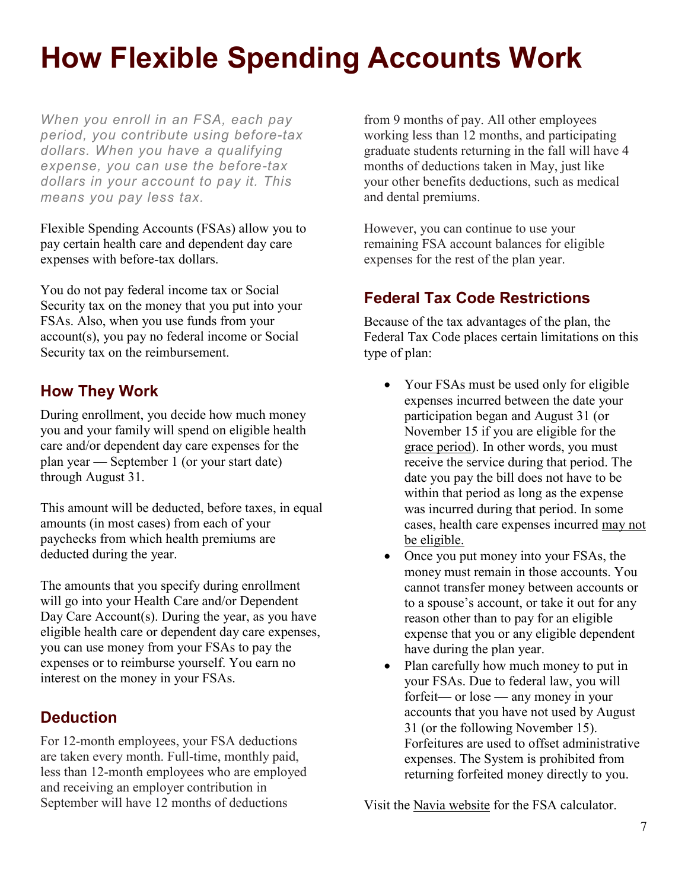# How Flexible Spending Accounts Work

*When you enroll in an FSA, each pay period, you contribute using before-tax dollars. When you have a qualifying expense, you can use the before-tax dollars in your account to pay it. This means you pay less tax.*

Flexible Spending Accounts (FSAs) allow you to pay certain health care and dependent day care expenses with before-tax dollars.

You do not pay federal income tax or Social Security tax on the money that you put into your FSAs. Also, when you use funds from your account(s), you pay no federal income or Social Security tax on the reimbursement.

## How They Work

During enrollment, you decide how much money you and your family will spend on eligible health care and/or dependent day care expenses for the plan year — September 1 (or your start date) through August 31.

This amount will be deducted, before taxes, in equal amounts (in most cases) from each of your paychecks from which health premiums are deducted during the year.

The amounts that you specify during enrollment will go into your Health Care and/or Dependent Day Care Account(s). During the year, as you have eligible health care or dependent day care expenses, you can use money from your FSAs to pay the expenses or to reimburse yourself. You earn no interest on the money in your FSAs.

## Deduction

For 12-month employees, your FSA deductions are taken every month. Full-time, monthly paid, less than 12-month employees who are employed and receiving an employer contribution in September will have 12 months of deductions from 9 months of pay. All other employees working less than 12 months, and participating graduate students returning in the fall will have 4 months of deductions taken in May, just like your other benefits deductions, such as medical and dental premiums.

However, you can continue to use your remaining FSA account balances for eligible expenses for the rest of the plan year.

## Federal Tax Code Restrictions

Because of the tax advantages of the plan, the Federal Tax Code places certain limitations on this type of plan:

- Your FSAs must be used only for eligible expenses incurred between the date your participation began and August 31 (or November 15 if you are eligible for the grace period). In other words, you must receive the service during that period. The date you pay the bill does not have to be within that period as long as the expense was incurred during that period. In some cases, health care expenses incurred may not be eligible.
- Once you put money into your FSAs, the money must remain in those accounts. You cannot transfer money between accounts or to a spouse's account, or take it out for any reason other than to pay for an eligible expense that you or any eligible dependent have during the plan year.
- Plan carefully how much money to put in your FSAs. Due to federal law, you will forfeit— or lose — any money in your accounts that you have not used by August 31 (or the following November 15). Forfeitures are used to offset administrative expenses. The System is prohibited from returning forfeited money directly to you.

Visit the Navia website for the FSA calculator.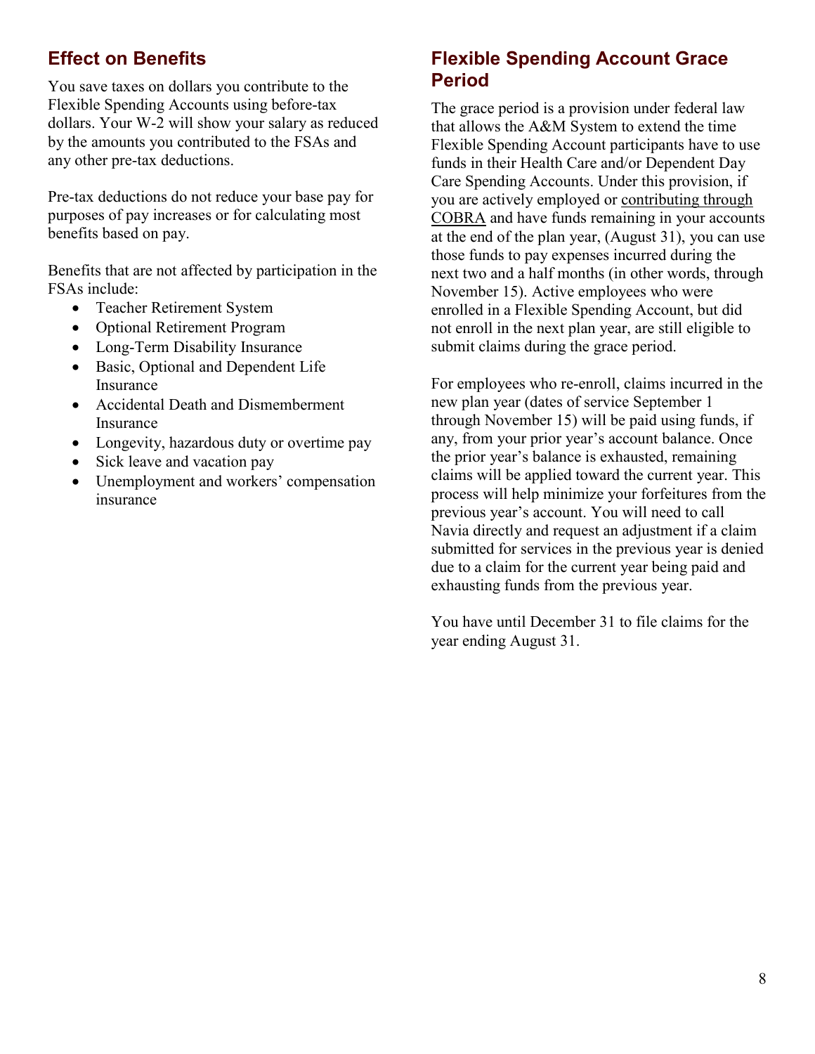## Effect on Benefits

You save taxes on dollars you contribute to the Flexible Spending Accounts using before-tax dollars. Your W-2 will show your salary as reduced by the amounts you contributed to the FSAs and any other pre-tax deductions.

Pre-tax deductions do not reduce your base pay for purposes of pay increases or for calculating most benefits based on pay.

Benefits that are not affected by participation in the FSAs include:

- Teacher Retirement System
- Optional Retirement Program
- Long-Term Disability Insurance
- Basic, Optional and Dependent Life Insurance
- Accidental Death and Dismemberment Insurance
- Longevity, hazardous duty or overtime pay
- Sick leave and vacation pay
- Unemployment and workers' compensation insurance

## Flexible Spending Account Grace Period

The grace period is a provision under federal law that allows the A&M System to extend the time Flexible Spending Account participants have to use funds in their Health Care and/or Dependent Day Care Spending Accounts. Under this provision, if you are actively employed or contributing through COBRA and have funds remaining in your accounts at the end of the plan year, (August 31), you can use those funds to pay expenses incurred during the next two and a half months (in other words, through November 15). Active employees who were enrolled in a Flexible Spending Account, but did not enroll in the next plan year, are still eligible to submit claims during the grace period.

For employees who re-enroll, claims incurred in the new plan year (dates of service September 1 through November 15) will be paid using funds, if any, from your prior year's account balance. Once the prior year's balance is exhausted, remaining claims will be applied toward the current year. This process will help minimize your forfeitures from the previous year's account. You will need to call Navia directly and request an adjustment if a claim submitted for services in the previous year is denied due to a claim for the current year being paid and exhausting funds from the previous year.

You have until December 31 to file claims for the year ending August 31.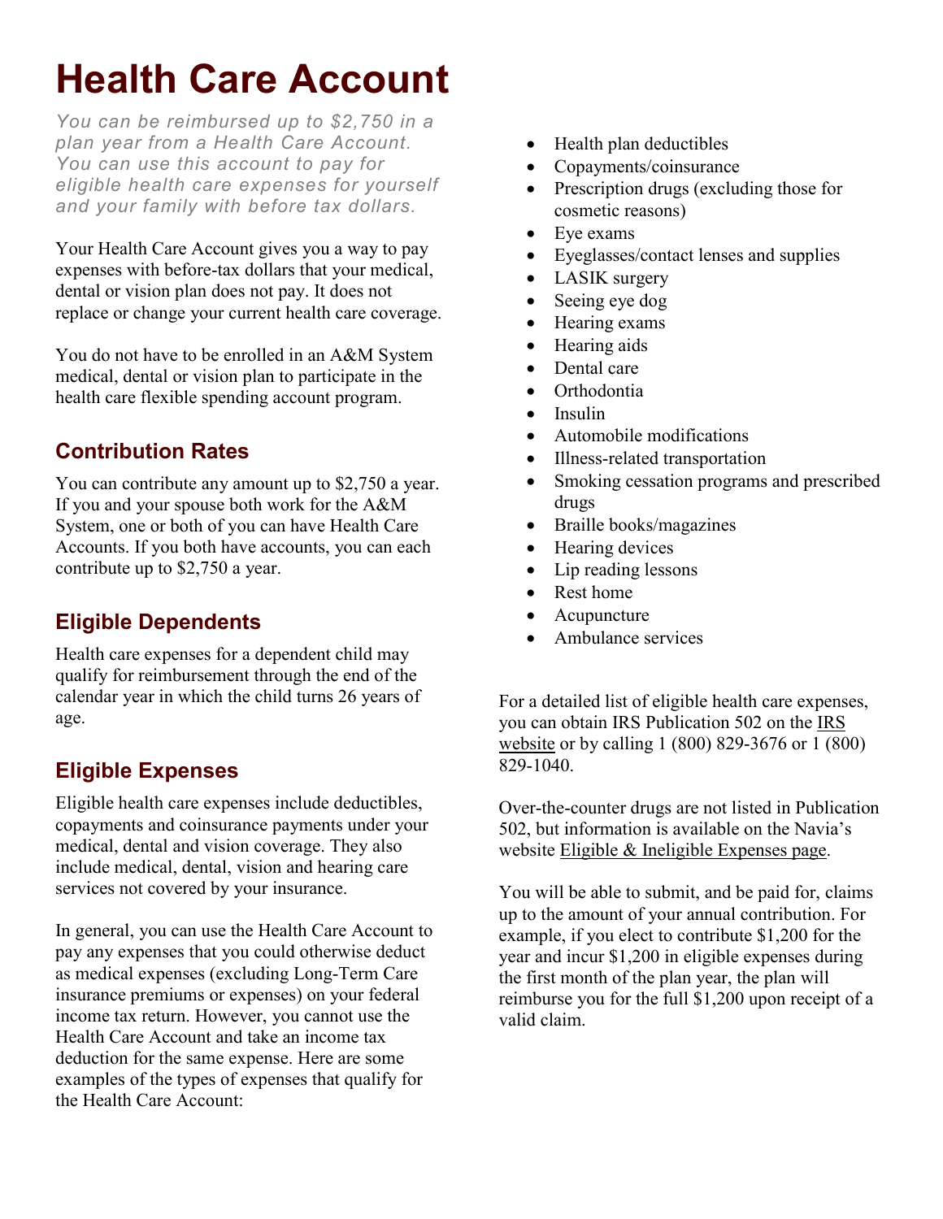# Health Care Account

*You can be reimbursed up to $2,750 in a plan year from a Health Care Account. You can use this account to pay for eligible health care expenses for yourself and your family with before tax dollars.*

Your Health Care Account gives you a way to pay expenses with before-tax dollars that your medical, dental or vision plan does not pay. It does not replace or change your current health care coverage.

You do not have to be enrolled in an A&M System medical, dental or vision plan to participate in the health care flexible spending account program.

## Contribution Rates

You can contribute any amount up to $2,750 a year. If you and your spouse both work for the A&M System, one or both of you can have Health Care Accounts. If you both have accounts, you can each contribute up to $2,750 a year.

## Eligible Dependents

Health care expenses for a dependent child may qualify for reimbursement through the end of the calendar year in which the child turns 26 years of age.

## Eligible Expenses

Eligible health care expenses include deductibles, copayments and coinsurance payments under your medical, dental and vision coverage. They also include medical, dental, vision and hearing care services not covered by your insurance.

In general, you can use the Health Care Account to pay any expenses that you could otherwise deduct as medical expenses (excluding Long-Term Care insurance premiums or expenses) on your federal income tax return. However, you cannot use the Health Care Account and take an income tax deduction for the same expense. Here are some examples of the types of expenses that qualify for the Health Care Account:

- Health plan deductibles
- Copayments/coinsurance
- Prescription drugs (excluding those for cosmetic reasons)
- Eye exams
- Eyeglasses/contact lenses and supplies
- LASIK surgery
- Seeing eye dog
- Hearing exams
- Hearing aids
- Dental care
- Orthodontia
- Insulin
- Automobile modifications
- Illness-related transportation
- Smoking cessation programs and prescribed drugs
- Braille books/magazines
- Hearing devices
- Lip reading lessons
- Rest home
- Acupuncture
- Ambulance services

For a detailed list of eligible health care expenses, you can obtain IRS Publication 502 on the IRS website or by calling 1 (800) 829-3676 or 1 (800) 829-1040.

Over-the-counter drugs are not listed in Publication 502, but information is available on the Navia's website Eligible & Ineligible Expenses page.

You will be able to submit, and be paid for, claims up to the amount of your annual contribution. For example, if you elect to contribute $1,200 for the year and incur $1,200 in eligible expenses during the first month of the plan year, the plan will reimburse you for the full $1,200 upon receipt of a valid claim.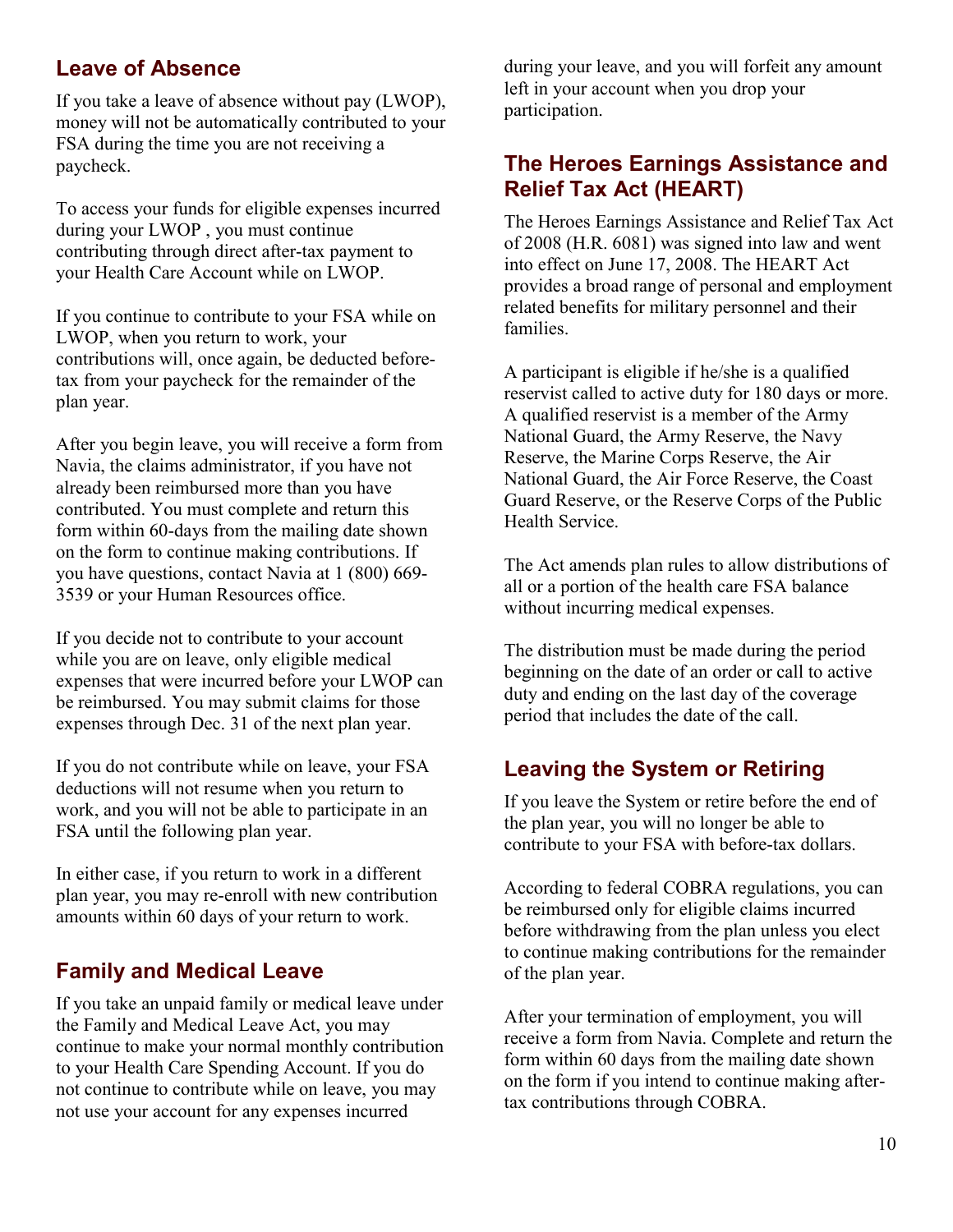## Leave of Absence

If you take a leave of absence without pay (LWOP), money will not be automatically contributed to your FSA during the time you are not receiving a paycheck.

To access your funds for eligible expenses incurred during your LWOP , you must continue contributing through direct after-tax payment to your Health Care Account while on LWOP.

If you continue to contribute to your FSA while on LWOP, when you return to work, your contributions will, once again, be deducted before-tax from your paycheck for the remainder of the plan year.

After you begin leave, you will receive a form from Navia, the claims administrator, if you have not already been reimbursed more than you have contributed. You must complete and return this form within 60-days from the mailing date shown on the form to continue making contributions. If you have questions, contact Navia at 1 (800) 669-3539 or your Human Resources office.

If you decide not to contribute to your account while you are on leave, only eligible medical expenses that were incurred before your LWOP can be reimbursed. You may submit claims for those expenses through Dec. 31 of the next plan year.

If you do not contribute while on leave, your FSA deductions will not resume when you return to work, and you will not be able to participate in an FSA until the following plan year.

In either case, if you return to work in a different plan year, you may re-enroll with new contribution amounts within 60 days of your return to work.

## Family and Medical Leave

If you take an unpaid family or medical leave under the Family and Medical Leave Act, you may continue to make your normal monthly contribution to your Health Care Spending Account. If you do not continue to contribute while on leave, you may not use your account for any expenses incurred during your leave, and you will forfeit any amount left in your account when you drop your participation.

## The Heroes Earnings Assistance and Relief Tax Act (HEART)

The Heroes Earnings Assistance and Relief Tax Act of 2008 (H.R. 6081) was signed into law and went into effect on June 17, 2008. The HEART Act provides a broad range of personal and employment related benefits for military personnel and their families.

A participant is eligible if he/she is a qualified reservist called to active duty for 180 days or more. A qualified reservist is a member of the Army National Guard, the Army Reserve, the Navy Reserve, the Marine Corps Reserve, the Air National Guard, the Air Force Reserve, the Coast Guard Reserve, or the Reserve Corps of the Public Health Service.

The Act amends plan rules to allow distributions of all or a portion of the health care FSA balance without incurring medical expenses.

The distribution must be made during the period beginning on the date of an order or call to active duty and ending on the last day of the coverage period that includes the date of the call.

## Leaving the System or Retiring

If you leave the System or retire before the end of the plan year, you will no longer be able to contribute to your FSA with before-tax dollars.

According to federal COBRA regulations, you can be reimbursed only for eligible claims incurred before withdrawing from the plan unless you elect to continue making contributions for the remainder of the plan year.

After your termination of employment, you will receive a form from Navia. Complete and return the form within 60 days from the mailing date shown on the form if you intend to continue making after-tax contributions through COBRA.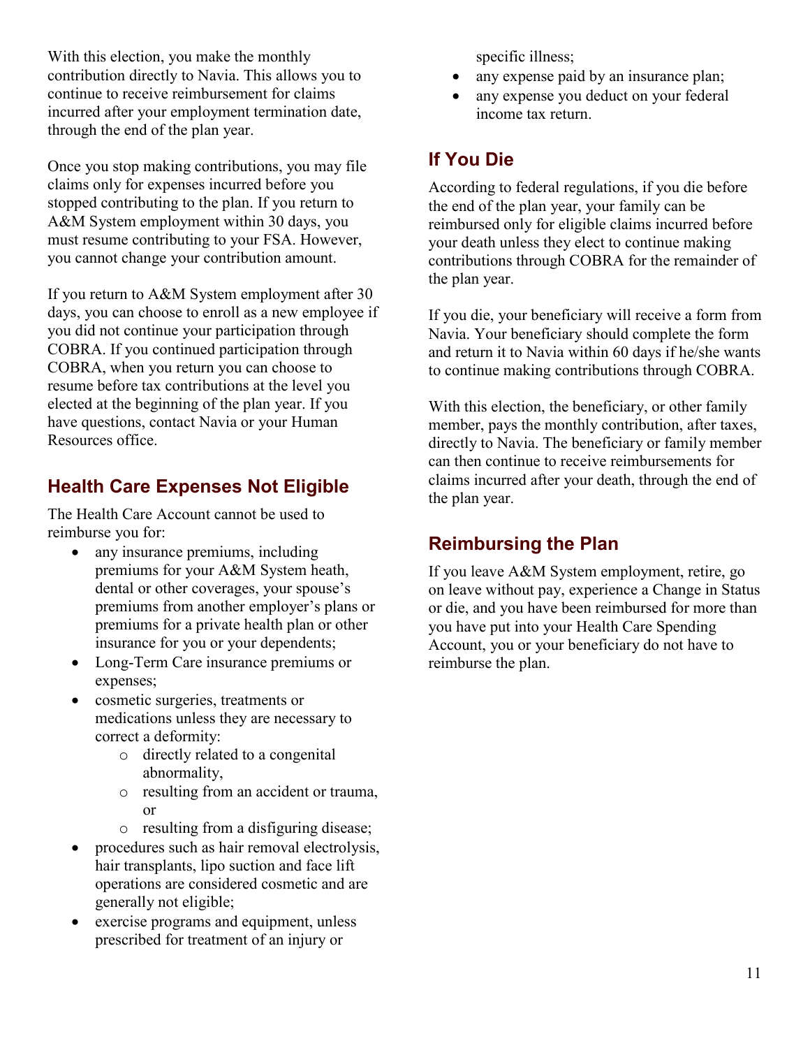With this election, you make the monthly contribution directly to Navia. This allows you to continue to receive reimbursement for claims incurred after your employment termination date, through the end of the plan year.

Once you stop making contributions, you may file claims only for expenses incurred before you stopped contributing to the plan. If you return to A&M System employment within 30 days, you must resume contributing to your FSA. However, you cannot change your contribution amount.

If you return to A&M System employment after 30 days, you can choose to enroll as a new employee if you did not continue your participation through COBRA. If you continued participation through COBRA, when you return you can choose to resume before tax contributions at the level you elected at the beginning of the plan year. If you have questions, contact Navia or your Human Resources office.

## Health Care Expenses Not Eligible

The Health Care Account cannot be used to reimburse you for:

- any insurance premiums, including premiums for your A&M System heath, dental or other coverages, your spouse's premiums from another employer's plans or premiums for a private health plan or other insurance for you or your dependents;
- Long-Term Care insurance premiums or expenses;
- cosmetic surgeries, treatments or medications unless they are necessary to correct a deformity:
  - directly related to a congenital abnormality,
  - resulting from an accident or trauma, or
  - resulting from a disfiguring disease;
- procedures such as hair removal electrolysis, hair transplants, lipo suction and face lift operations are considered cosmetic and are generally not eligible;
- exercise programs and equipment, unless prescribed for treatment of an injury or specific illness;
- any expense paid by an insurance plan;
- any expense you deduct on your federal income tax return.

## If You Die

According to federal regulations, if you die before the end of the plan year, your family can be reimbursed only for eligible claims incurred before your death unless they elect to continue making contributions through COBRA for the remainder of the plan year.

If you die, your beneficiary will receive a form from Navia. Your beneficiary should complete the form and return it to Navia within 60 days if he/she wants to continue making contributions through COBRA.

With this election, the beneficiary, or other family member, pays the monthly contribution, after taxes, directly to Navia. The beneficiary or family member can then continue to receive reimbursements for claims incurred after your death, through the end of the plan year.

## Reimbursing the Plan

If you leave A&M System employment, retire, go on leave without pay, experience a Change in Status or die, and you have been reimbursed for more than you have put into your Health Care Spending Account, you or your beneficiary do not have to reimburse the plan.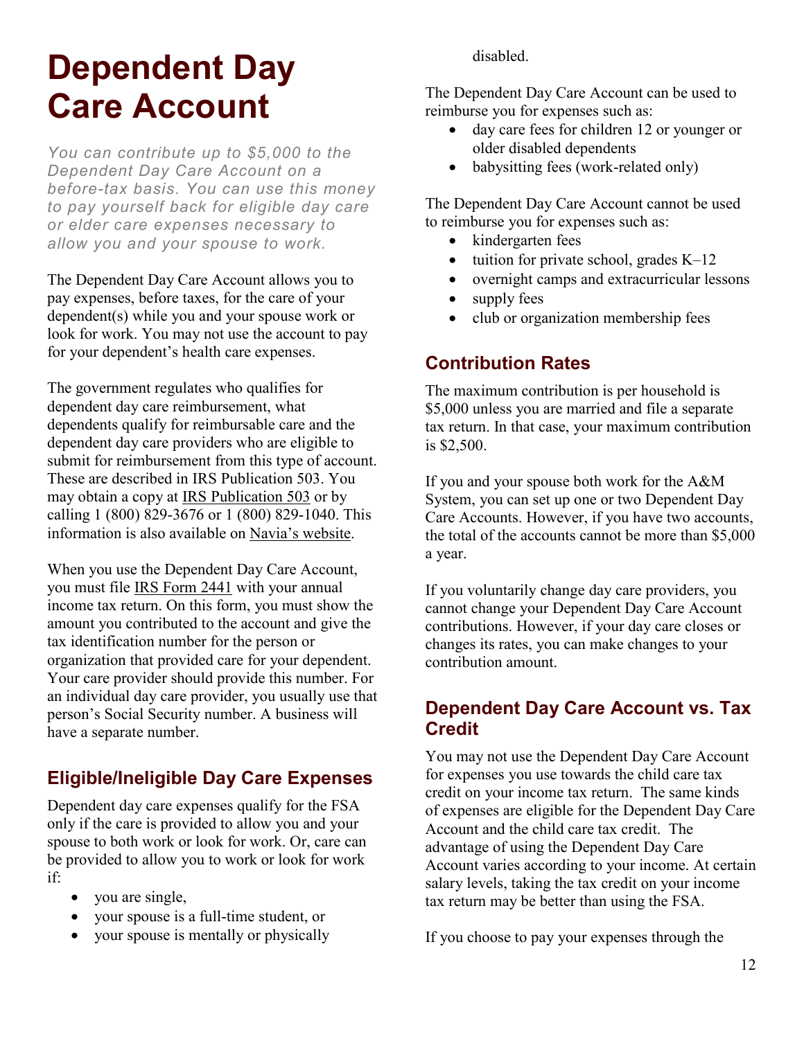# Dependent Day Care Account

*You can contribute up to $5,000 to the Dependent Day Care Account on a before-tax basis. You can use this money to pay yourself back for eligible day care or elder care expenses necessary to allow you and your spouse to work.*

The Dependent Day Care Account allows you to pay expenses, before taxes, for the care of your dependent(s) while you and your spouse work or look for work. You may not use the account to pay for your dependent's health care expenses.

The government regulates who qualifies for dependent day care reimbursement, what dependents qualify for reimbursable care and the dependent day care providers who are eligible to submit for reimbursement from this type of account. These are described in IRS Publication 503. You may obtain a copy at IRS Publication 503 or by calling 1 (800) 829-3676 or 1 (800) 829-1040. This information is also available on Navia's website.

When you use the Dependent Day Care Account, you must file IRS Form 2441 with your annual income tax return. On this form, you must show the amount you contributed to the account and give the tax identification number for the person or organization that provided care for your dependent. Your care provider should provide this number. For an individual day care provider, you usually use that person's Social Security number. A business will have a separate number.

## Eligible/Ineligible Day Care Expenses

Dependent day care expenses qualify for the FSA only if the care is provided to allow you and your spouse to both work or look for work. Or, care can be provided to allow you to work or look for work if:

- you are single,
- your spouse is a full-time student, or
- your spouse is mentally or physically disabled.

The Dependent Day Care Account can be used to reimburse you for expenses such as:

- day care fees for children 12 or younger or older disabled dependents
- babysitting fees (work-related only)

The Dependent Day Care Account cannot be used to reimburse you for expenses such as:

- kindergarten fees
- tuition for private school, grades K–12
- overnight camps and extracurricular lessons
- supply fees
- club or organization membership fees

## Contribution Rates

The maximum contribution is per household is $5,000 unless you are married and file a separate tax return. In that case, your maximum contribution is $2,500.

If you and your spouse both work for the A&M System, you can set up one or two Dependent Day Care Accounts. However, if you have two accounts, the total of the accounts cannot be more than $5,000 a year.

If you voluntarily change day care providers, you cannot change your Dependent Day Care Account contributions. However, if your day care closes or changes its rates, you can make changes to your contribution amount.

## Dependent Day Care Account vs. Tax Credit

You may not use the Dependent Day Care Account for expenses you use towards the child care tax credit on your income tax return. The same kinds of expenses are eligible for the Dependent Day Care Account and the child care tax credit. The advantage of using the Dependent Day Care Account varies according to your income. At certain salary levels, taking the tax credit on your income tax return may be better than using the FSA.

If you choose to pay your expenses through the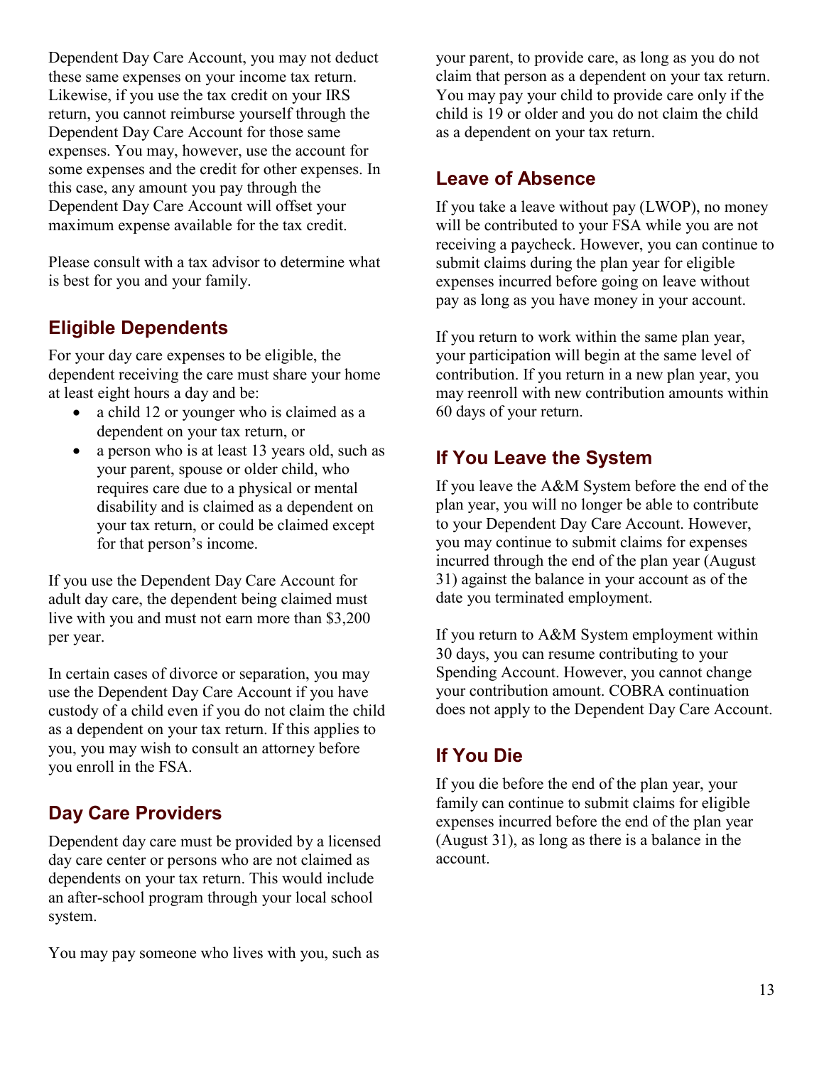Dependent Day Care Account, you may not deduct these same expenses on your income tax return. Likewise, if you use the tax credit on your IRS return, you cannot reimburse yourself through the Dependent Day Care Account for those same expenses. You may, however, use the account for some expenses and the credit for other expenses. In this case, any amount you pay through the Dependent Day Care Account will offset your maximum expense available for the tax credit.

Please consult with a tax advisor to determine what is best for you and your family.

## Eligible Dependents

For your day care expenses to be eligible, the dependent receiving the care must share your home at least eight hours a day and be:

- a child 12 or younger who is claimed as a dependent on your tax return, or
- a person who is at least 13 years old, such as your parent, spouse or older child, who requires care due to a physical or mental disability and is claimed as a dependent on your tax return, or could be claimed except for that person's income.

If you use the Dependent Day Care Account for adult day care, the dependent being claimed must live with you and must not earn more than $3,200 per year.

In certain cases of divorce or separation, you may use the Dependent Day Care Account if you have custody of a child even if you do not claim the child as a dependent on your tax return. If this applies to you, you may wish to consult an attorney before you enroll in the FSA.

## Day Care Providers

Dependent day care must be provided by a licensed day care center or persons who are not claimed as dependents on your tax return. This would include an after-school program through your local school system.

You may pay someone who lives with you, such as your parent, to provide care, as long as you do not claim that person as a dependent on your tax return. You may pay your child to provide care only if the child is 19 or older and you do not claim the child as a dependent on your tax return.

## Leave of Absence

If you take a leave without pay (LWOP), no money will be contributed to your FSA while you are not receiving a paycheck. However, you can continue to submit claims during the plan year for eligible expenses incurred before going on leave without pay as long as you have money in your account.

If you return to work within the same plan year, your participation will begin at the same level of contribution. If you return in a new plan year, you may reenroll with new contribution amounts within 60 days of your return.

## If You Leave the System

If you leave the A&M System before the end of the plan year, you will no longer be able to contribute to your Dependent Day Care Account. However, you may continue to submit claims for expenses incurred through the end of the plan year (August 31) against the balance in your account as of the date you terminated employment.

If you return to A&M System employment within 30 days, you can resume contributing to your Spending Account. However, you cannot change your contribution amount. COBRA continuation does not apply to the Dependent Day Care Account.

## If You Die

If you die before the end of the plan year, your family can continue to submit claims for eligible expenses incurred before the end of the plan year (August 31), as long as there is a balance in the account.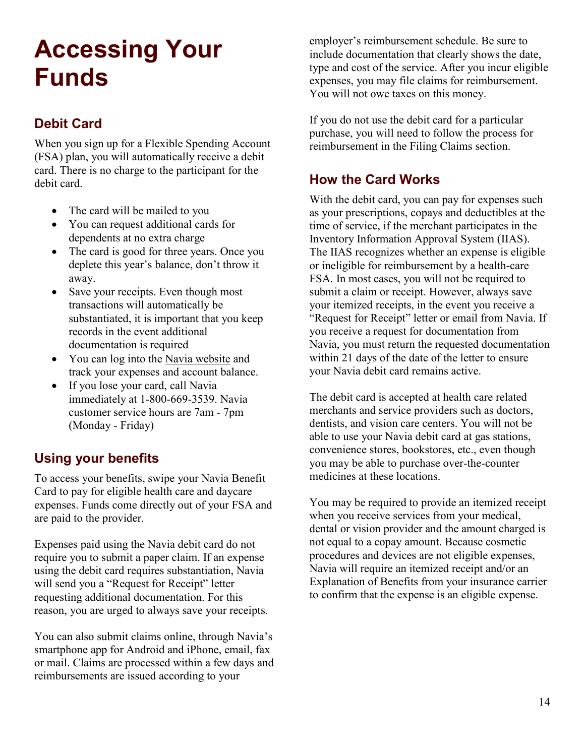# Accessing Your Funds

## Debit Card

When you sign up for a Flexible Spending Account (FSA) plan, you will automatically receive a debit card. There is no charge to the participant for the debit card.

- The card will be mailed to you
- You can request additional cards for dependents at no extra charge
- The card is good for three years. Once you deplete this year's balance, don't throw it away.
- Save your receipts. Even though most transactions will automatically be substantiated, it is important that you keep records in the event additional documentation is required
- You can log into the Navia website and track your expenses and account balance.
- If you lose your card, call Navia immediately at 1-800-669-3539. Navia customer service hours are 7am - 7pm (Monday - Friday)

## Using your benefits

To access your benefits, swipe your Navia Benefit Card to pay for eligible health care and daycare expenses. Funds come directly out of your FSA and are paid to the provider.

Expenses paid using the Navia debit card do not require you to submit a paper claim. If an expense using the debit card requires substantiation, Navia will send you a "Request for Receipt" letter requesting additional documentation. For this reason, you are urged to always save your receipts.

You can also submit claims online, through Navia's smartphone app for Android and iPhone, email, fax or mail. Claims are processed within a few days and reimbursements are issued according to your employer's reimbursement schedule. Be sure to include documentation that clearly shows the date, type and cost of the service. After you incur eligible expenses, you may file claims for reimbursement. You will not owe taxes on this money.

If you do not use the debit card for a particular purchase, you will need to follow the process for reimbursement in the Filing Claims section.

## How the Card Works

With the debit card, you can pay for expenses such as your prescriptions, copays and deductibles at the time of service, if the merchant participates in the Inventory Information Approval System (IIAS). The IIAS recognizes whether an expense is eligible or ineligible for reimbursement by a health-care FSA. In most cases, you will not be required to submit a claim or receipt. However, always save your itemized receipts, in the event you receive a "Request for Receipt" letter or email from Navia. If you receive a request for documentation from Navia, you must return the requested documentation within 21 days of the date of the letter to ensure your Navia debit card remains active.

The debit card is accepted at health care related merchants and service providers such as doctors, dentists, and vision care centers. You will not be able to use your Navia debit card at gas stations, convenience stores, bookstores, etc., even though you may be able to purchase over-the-counter medicines at these locations.

You may be required to provide an itemized receipt when you receive services from your medical, dental or vision provider and the amount charged is not equal to a copay amount. Because cosmetic procedures and devices are not eligible expenses, Navia will require an itemized receipt and/or an Explanation of Benefits from your insurance carrier to confirm that the expense is an eligible expense.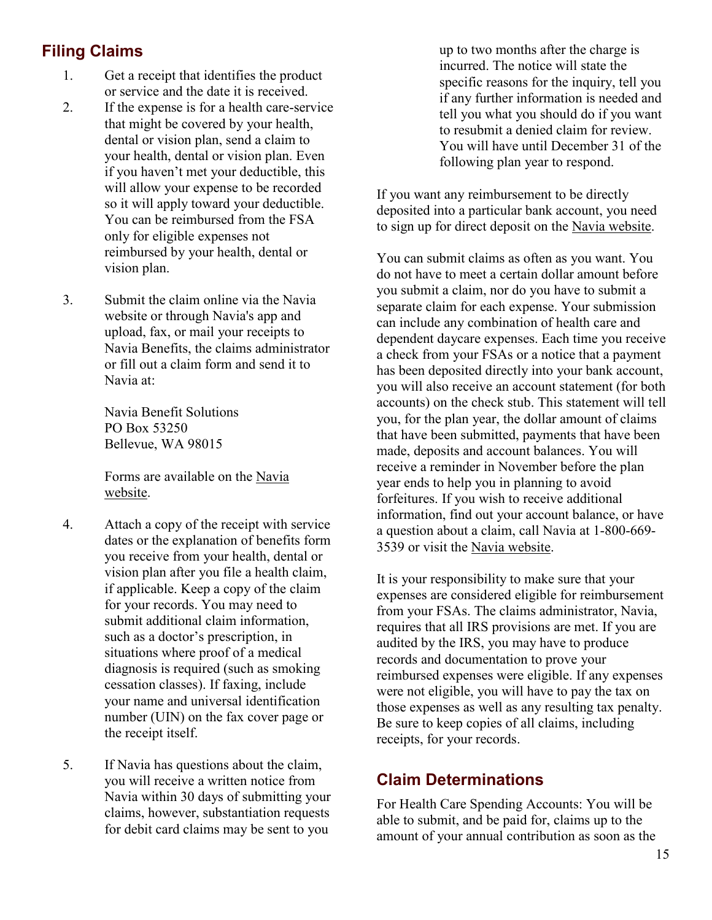## Filing Claims

1. Get a receipt that identifies the product or service and the date it is received.
2. If the expense is for a health care-service that might be covered by your health, dental or vision plan, send a claim to your health, dental or vision plan. Even if you haven't met your deductible, this will allow your expense to be recorded so it will apply toward your deductible. You can be reimbursed from the FSA only for eligible expenses not reimbursed by your health, dental or vision plan.
3. Submit the claim online via the Navia website or through Navia's app and upload, fax, or mail your receipts to Navia Benefits, the claims administrator or fill out a claim form and send it to Navia at:

   Navia Benefit Solutions
   PO Box 53250
   Bellevue, WA 98015

   Forms are available on the Navia website.

4. Attach a copy of the receipt with service dates or the explanation of benefits form you receive from your health, dental or vision plan after you file a health claim, if applicable. Keep a copy of the claim for your records. You may need to submit additional claim information, such as a doctor's prescription, in situations where proof of a medical diagnosis is required (such as smoking cessation classes). If faxing, include your name and universal identification number (UIN) on the fax cover page or the receipt itself.
5. If Navia has questions about the claim, you will receive a written notice from Navia within 30 days of submitting your claims, however, substantiation requests for debit card claims may be sent to you up to two months after the charge is incurred. The notice will state the specific reasons for the inquiry, tell you if any further information is needed and tell you what you should do if you want to resubmit a denied claim for review. You will have until December 31 of the following plan year to respond.

If you want any reimbursement to be directly deposited into a particular bank account, you need to sign up for direct deposit on the Navia website.

You can submit claims as often as you want. You do not have to meet a certain dollar amount before you submit a claim, nor do you have to submit a separate claim for each expense. Your submission can include any combination of health care and dependent daycare expenses. Each time you receive a check from your FSAs or a notice that a payment has been deposited directly into your bank account, you will also receive an account statement (for both accounts) on the check stub. This statement will tell you, for the plan year, the dollar amount of claims that have been submitted, payments that have been made, deposits and account balances. You will receive a reminder in November before the plan year ends to help you in planning to avoid forfeitures. If you wish to receive additional information, find out your account balance, or have a question about a claim, call Navia at 1-800-669-3539 or visit the Navia website.

It is your responsibility to make sure that your expenses are considered eligible for reimbursement from your FSAs. The claims administrator, Navia, requires that all IRS provisions are met. If you are audited by the IRS, you may have to produce records and documentation to prove your reimbursed expenses were eligible. If any expenses were not eligible, you will have to pay the tax on those expenses as well as any resulting tax penalty. Be sure to keep copies of all claims, including receipts, for your records.

## Claim Determinations

For Health Care Spending Accounts: You will be able to submit, and be paid for, claims up to the amount of your annual contribution as soon as the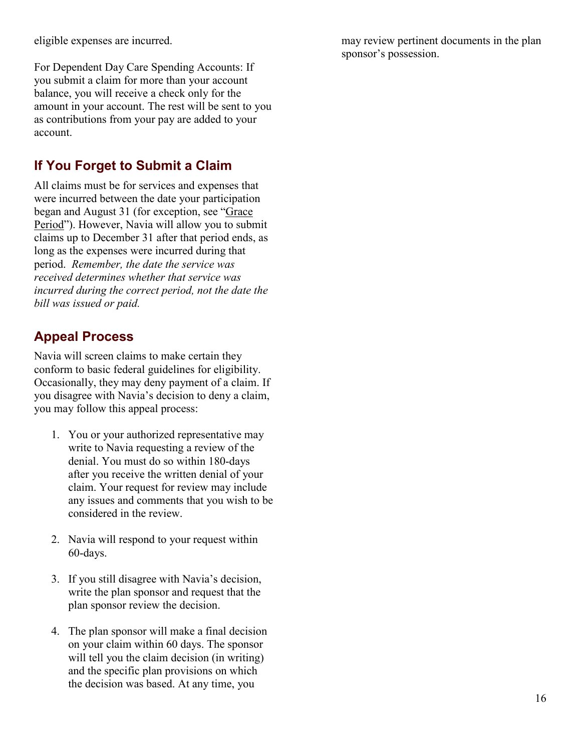eligible expenses are incurred.

For Dependent Day Care Spending Accounts: If you submit a claim for more than your account balance, you will receive a check only for the amount in your account. The rest will be sent to you as contributions from your pay are added to your account.

## If You Forget to Submit a Claim

All claims must be for services and expenses that were incurred between the date your participation began and August 31 (for exception, see "Grace Period"). However, Navia will allow you to submit claims up to December 31 after that period ends, as long as the expenses were incurred during that period. *Remember, the date the service was received determines whether that service was incurred during the correct period, not the date the bill was issued or paid.*

## Appeal Process

Navia will screen claims to make certain they conform to basic federal guidelines for eligibility. Occasionally, they may deny payment of a claim. If you disagree with Navia's decision to deny a claim, you may follow this appeal process:

1. You or your authorized representative may write to Navia requesting a review of the denial. You must do so within 180-days after you receive the written denial of your claim. Your request for review may include any issues and comments that you wish to be considered in the review.

2. Navia will respond to your request within 60-days.

3. If you still disagree with Navia's decision, write the plan sponsor and request that the plan sponsor review the decision.

4. The plan sponsor will make a final decision on your claim within 60 days. The sponsor will tell you the claim decision (in writing) and the specific plan provisions on which the decision was based. At any time, you may review pertinent documents in the plan sponsor's possession.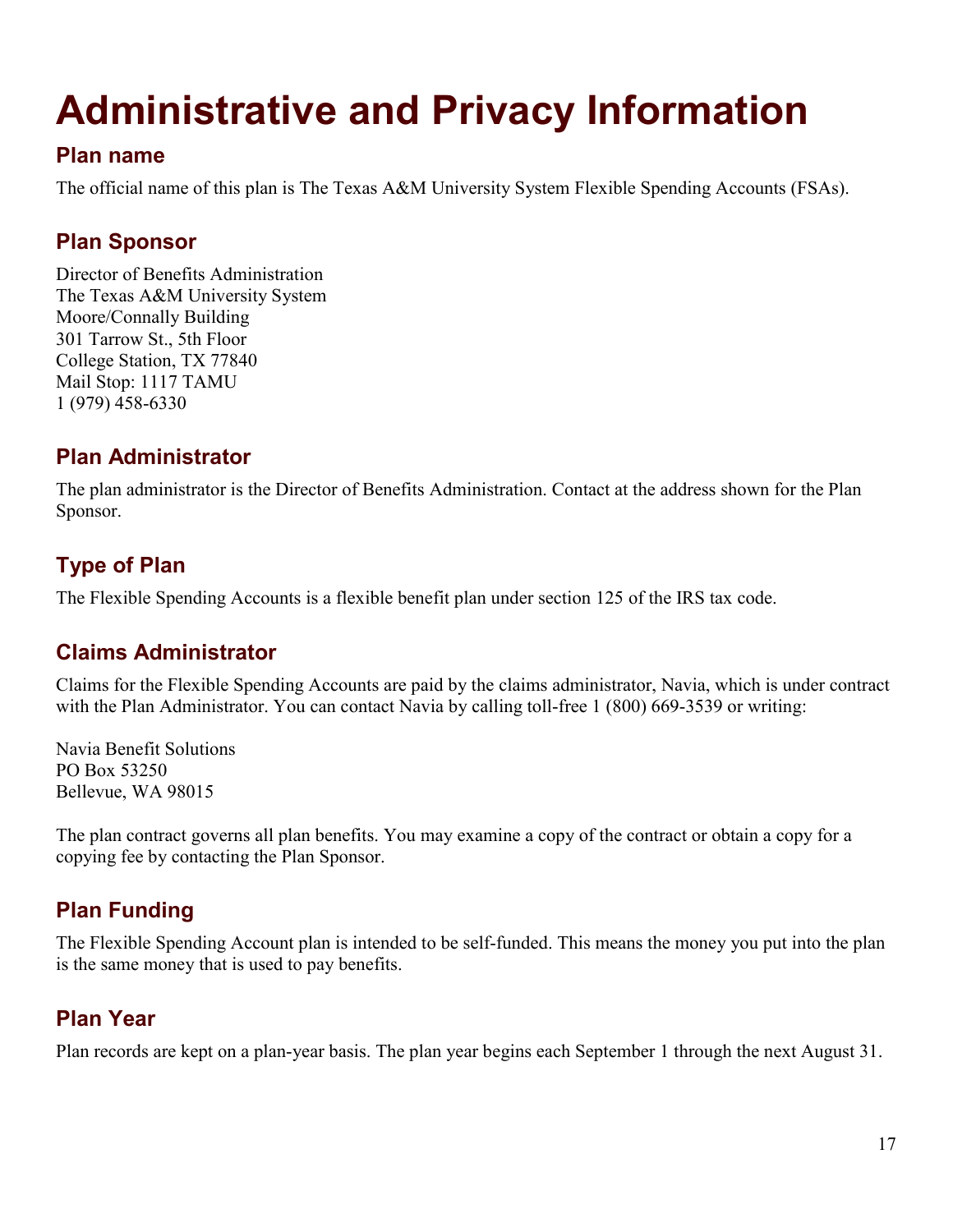# Administrative and Privacy Information

## Plan name

The official name of this plan is The Texas A&M University System Flexible Spending Accounts (FSAs).

## Plan Sponsor

Director of Benefits Administration
The Texas A&M University System
Moore/Connally Building
301 Tarrow St., 5th Floor
College Station, TX 77840
Mail Stop: 1117 TAMU
1 (979) 458-6330

## Plan Administrator

The plan administrator is the Director of Benefits Administration. Contact at the address shown for the Plan Sponsor.

## Type of Plan

The Flexible Spending Accounts is a flexible benefit plan under section 125 of the IRS tax code.

## Claims Administrator

Claims for the Flexible Spending Accounts are paid by the claims administrator, Navia, which is under contract with the Plan Administrator. You can contact Navia by calling toll-free 1 (800) 669-3539 or writing:

Navia Benefit Solutions
PO Box 53250
Bellevue, WA 98015

The plan contract governs all plan benefits. You may examine a copy of the contract or obtain a copy for a copying fee by contacting the Plan Sponsor.

## Plan Funding

The Flexible Spending Account plan is intended to be self-funded. This means the money you put into the plan is the same money that is used to pay benefits.

## Plan Year

Plan records are kept on a plan-year basis. The plan year begins each September 1 through the next August 31.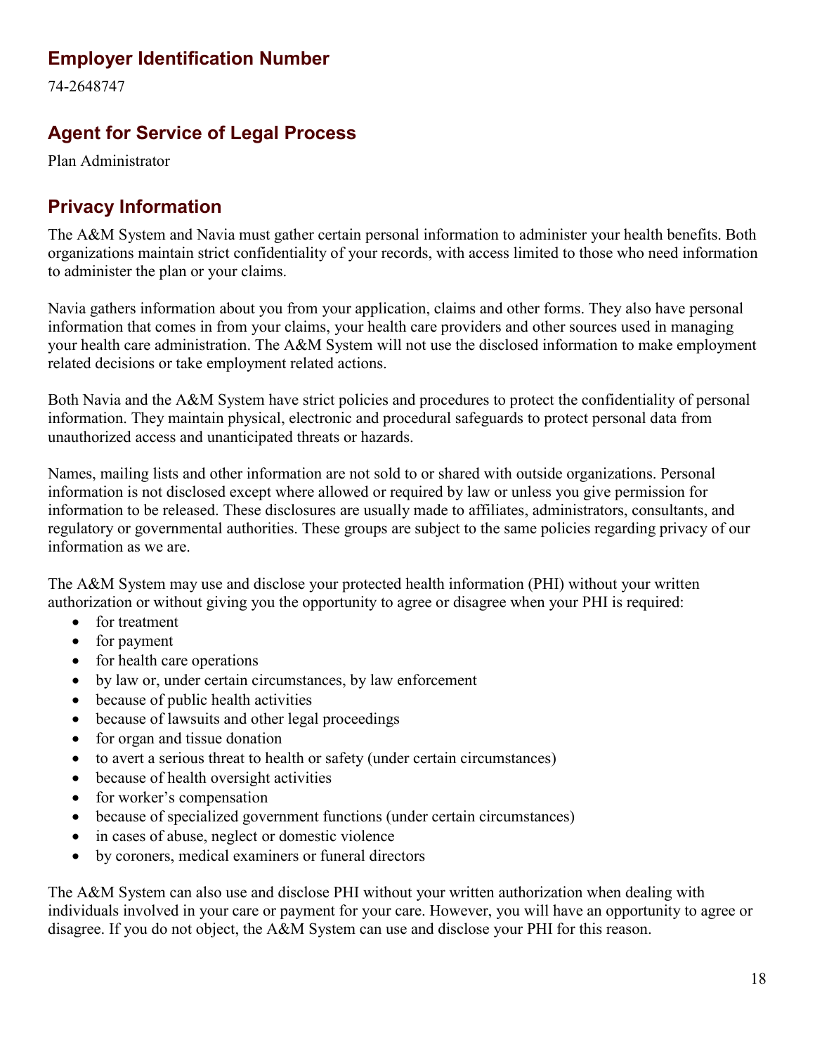## Employer Identification Number

74-2648747

## Agent for Service of Legal Process

Plan Administrator

## Privacy Information

The A&M System and Navia must gather certain personal information to administer your health benefits. Both organizations maintain strict confidentiality of your records, with access limited to those who need information to administer the plan or your claims.

Navia gathers information about you from your application, claims and other forms. They also have personal information that comes in from your claims, your health care providers and other sources used in managing your health care administration. The A&M System will not use the disclosed information to make employment related decisions or take employment related actions.

Both Navia and the A&M System have strict policies and procedures to protect the confidentiality of personal information. They maintain physical, electronic and procedural safeguards to protect personal data from unauthorized access and unanticipated threats or hazards.

Names, mailing lists and other information are not sold to or shared with outside organizations. Personal information is not disclosed except where allowed or required by law or unless you give permission for information to be released. These disclosures are usually made to affiliates, administrators, consultants, and regulatory or governmental authorities. These groups are subject to the same policies regarding privacy of our information as we are.

The A&M System may use and disclose your protected health information (PHI) without your written authorization or without giving you the opportunity to agree or disagree when your PHI is required:

- for treatment
- for payment
- for health care operations
- by law or, under certain circumstances, by law enforcement
- because of public health activities
- because of lawsuits and other legal proceedings
- for organ and tissue donation
- to avert a serious threat to health or safety (under certain circumstances)
- because of health oversight activities
- for worker's compensation
- because of specialized government functions (under certain circumstances)
- in cases of abuse, neglect or domestic violence
- by coroners, medical examiners or funeral directors

The A&M System can also use and disclose PHI without your written authorization when dealing with individuals involved in your care or payment for your care. However, you will have an opportunity to agree or disagree. If you do not object, the A&M System can use and disclose your PHI for this reason.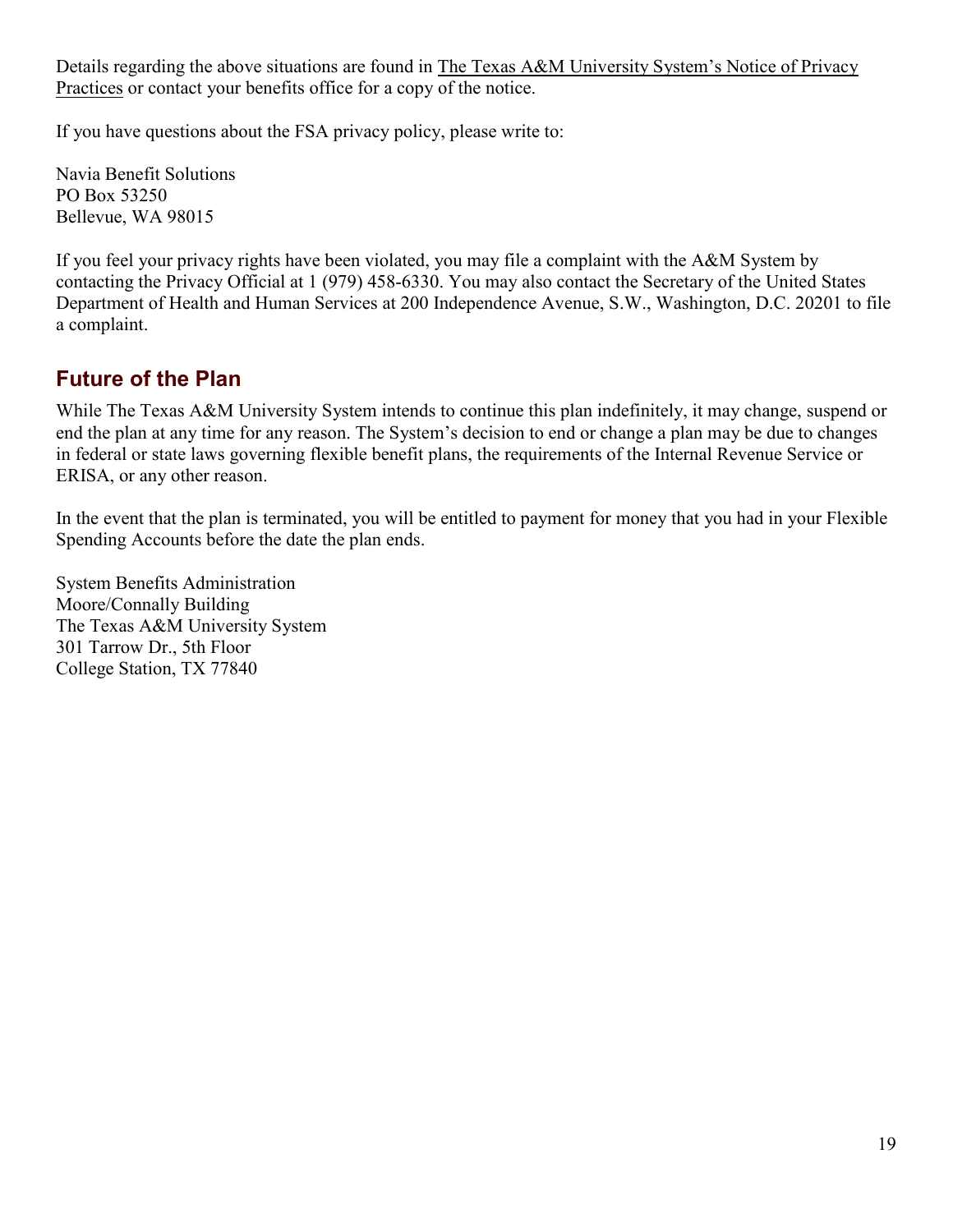Details regarding the above situations are found in The Texas A&M University System's Notice of Privacy Practices or contact your benefits office for a copy of the notice.

If you have questions about the FSA privacy policy, please write to:

Navia Benefit Solutions  
PO Box 53250  
Bellevue, WA 98015

If you feel your privacy rights have been violated, you may file a complaint with the A&M System by contacting the Privacy Official at 1 (979) 458-6330. You may also contact the Secretary of the United States Department of Health and Human Services at 200 Independence Avenue, S.W., Washington, D.C. 20201 to file a complaint.

## Future of the Plan

While The Texas A&M University System intends to continue this plan indefinitely, it may change, suspend or end the plan at any time for any reason. The System's decision to end or change a plan may be due to changes in federal or state laws governing flexible benefit plans, the requirements of the Internal Revenue Service or ERISA, or any other reason.

In the event that the plan is terminated, you will be entitled to payment for money that you had in your Flexible Spending Accounts before the date the plan ends.

System Benefits Administration  
Moore/Connally Building  
The Texas A&M University System  
301 Tarrow Dr., 5th Floor  
College Station, TX 77840